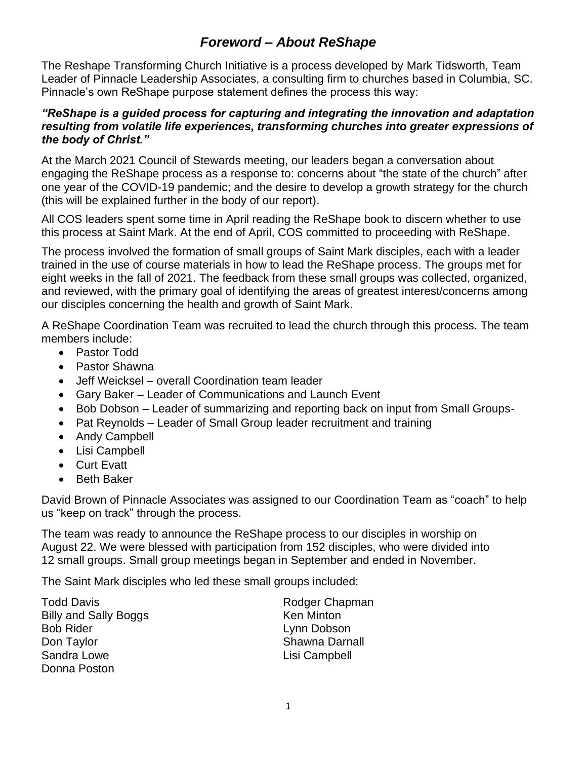# *Foreword – About ReShape*

The Reshape Transforming Church Initiative is a process developed by Mark Tidsworth, Team Leader of Pinnacle Leadership Associates, a consulting firm to churches based in Columbia, SC. Pinnacle's own ReShape purpose statement defines the process this way:

***"ReShape is a guided process for capturing and integrating the innovation and adaptation resulting from volatile life experiences, transforming churches into greater expressions of the body of Christ."***

At the March 2021 Council of Stewards meeting, our leaders began a conversation about engaging the ReShape process as a response to: concerns about "the state of the church" after one year of the COVID-19 pandemic; and the desire to develop a growth strategy for the church (this will be explained further in the body of our report).

All COS leaders spent some time in April reading the ReShape book to discern whether to use this process at Saint Mark. At the end of April, COS committed to proceeding with ReShape.

The process involved the formation of small groups of Saint Mark disciples, each with a leader trained in the use of course materials in how to lead the ReShape process. The groups met for eight weeks in the fall of 2021. The feedback from these small groups was collected, organized, and reviewed, with the primary goal of identifying the areas of greatest interest/concerns among our disciples concerning the health and growth of Saint Mark.

A ReShape Coordination Team was recruited to lead the church through this process. The team members include:

- Pastor Todd
- Pastor Shawna
- Jeff Weicksel – overall Coordination team leader
- Gary Baker – Leader of Communications and Launch Event
- Bob Dobson – Leader of summarizing and reporting back on input from Small Groups-
- Pat Reynolds – Leader of Small Group leader recruitment and training
- Andy Campbell
- Lisi Campbell
- Curt Evatt
- Beth Baker

David Brown of Pinnacle Associates was assigned to our Coordination Team as "coach" to help us "keep on track" through the process.

The team was ready to announce the ReShape process to our disciples in worship on August 22. We were blessed with participation from 152 disciples, who were divided into 12 small groups. Small group meetings began in September and ended in November.

The Saint Mark disciples who led these small groups included:

Todd Davis
Billy and Sally Boggs
Bob Rider
Don Taylor
Sandra Lowe
Donna Poston
Rodger Chapman
Ken Minton
Lynn Dobson
Shawna Darnall
Lisi Campbell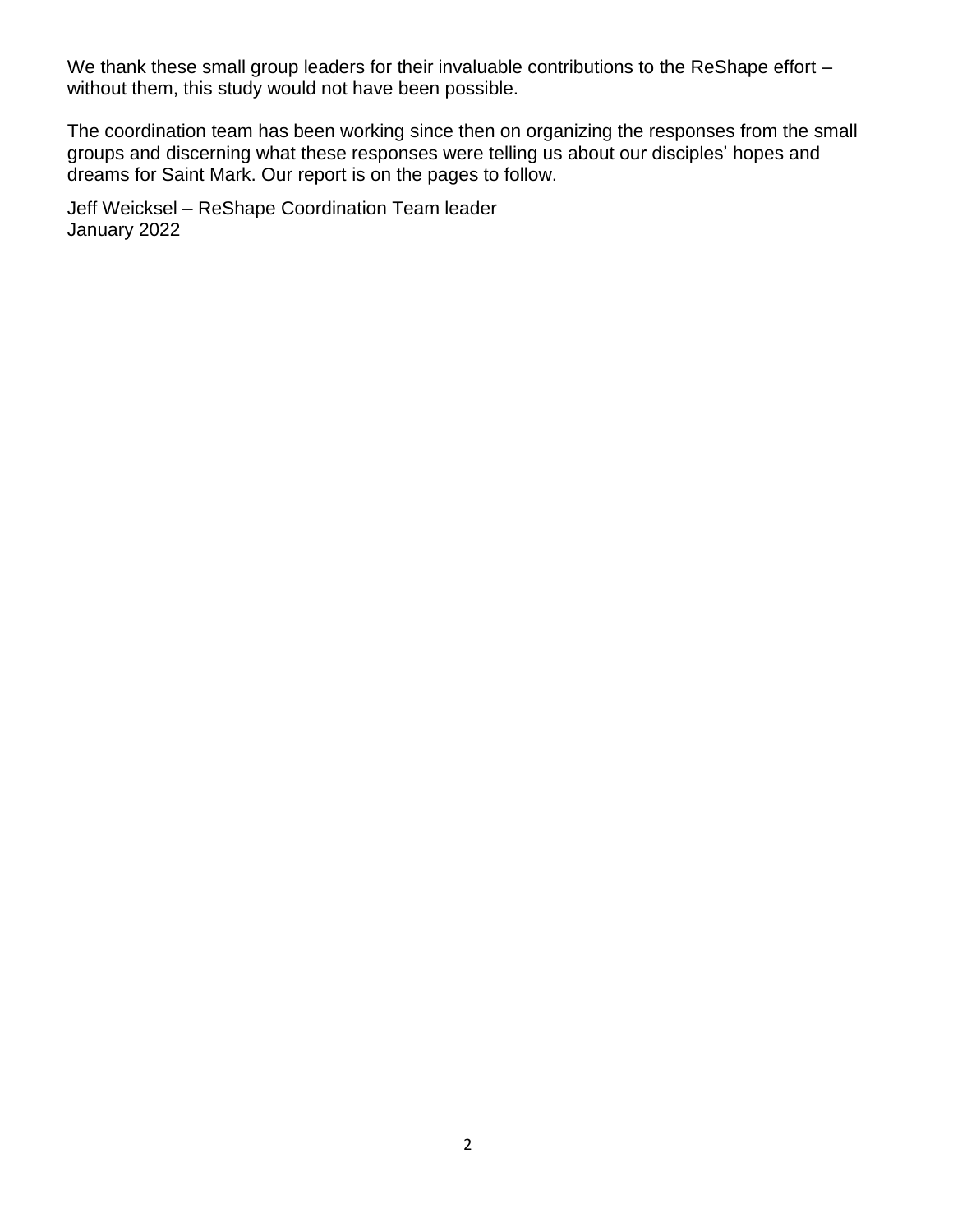We thank these small group leaders for their invaluable contributions to the ReShape effort – without them, this study would not have been possible.

The coordination team has been working since then on organizing the responses from the small groups and discerning what these responses were telling us about our disciples' hopes and dreams for Saint Mark. Our report is on the pages to follow.

Jeff Weicksel – ReShape Coordination Team leader
January 2022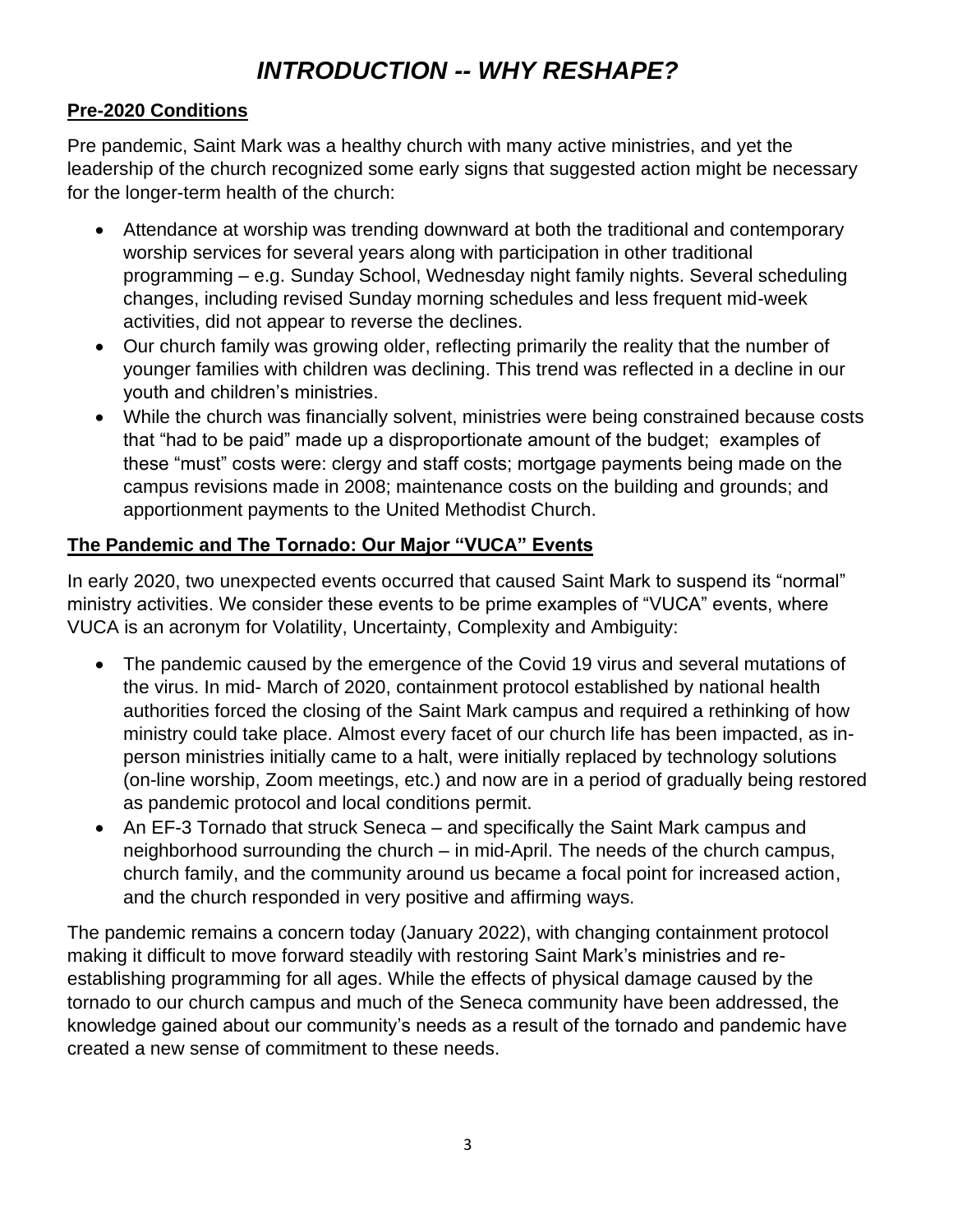# *INTRODUCTION -- WHY RESHAPE?*

## Pre-2020 Conditions

Pre pandemic, Saint Mark was a healthy church with many active ministries, and yet the leadership of the church recognized some early signs that suggested action might be necessary for the longer-term health of the church:

- Attendance at worship was trending downward at both the traditional and contemporary worship services for several years along with participation in other traditional programming – e.g. Sunday School, Wednesday night family nights. Several scheduling changes, including revised Sunday morning schedules and less frequent mid-week activities, did not appear to reverse the declines.
- Our church family was growing older, reflecting primarily the reality that the number of younger families with children was declining. This trend was reflected in a decline in our youth and children's ministries.
- While the church was financially solvent, ministries were being constrained because costs that "had to be paid" made up a disproportionate amount of the budget; examples of these "must" costs were: clergy and staff costs; mortgage payments being made on the campus revisions made in 2008; maintenance costs on the building and grounds; and apportionment payments to the United Methodist Church.

## The Pandemic and The Tornado: Our Major "VUCA" Events

In early 2020, two unexpected events occurred that caused Saint Mark to suspend its "normal" ministry activities. We consider these events to be prime examples of "VUCA" events, where VUCA is an acronym for Volatility, Uncertainty, Complexity and Ambiguity:

- The pandemic caused by the emergence of the Covid 19 virus and several mutations of the virus. In mid- March of 2020, containment protocol established by national health authorities forced the closing of the Saint Mark campus and required a rethinking of how ministry could take place. Almost every facet of our church life has been impacted, as in-person ministries initially came to a halt, were initially replaced by technology solutions (on-line worship, Zoom meetings, etc.) and now are in a period of gradually being restored as pandemic protocol and local conditions permit.
- An EF-3 Tornado that struck Seneca – and specifically the Saint Mark campus and neighborhood surrounding the church – in mid-April. The needs of the church campus, church family, and the community around us became a focal point for increased action, and the church responded in very positive and affirming ways.

The pandemic remains a concern today (January 2022), with changing containment protocol making it difficult to move forward steadily with restoring Saint Mark's ministries and re-establishing programming for all ages. While the effects of physical damage caused by the tornado to our church campus and much of the Seneca community have been addressed, the knowledge gained about our community's needs as a result of the tornado and pandemic have created a new sense of commitment to these needs.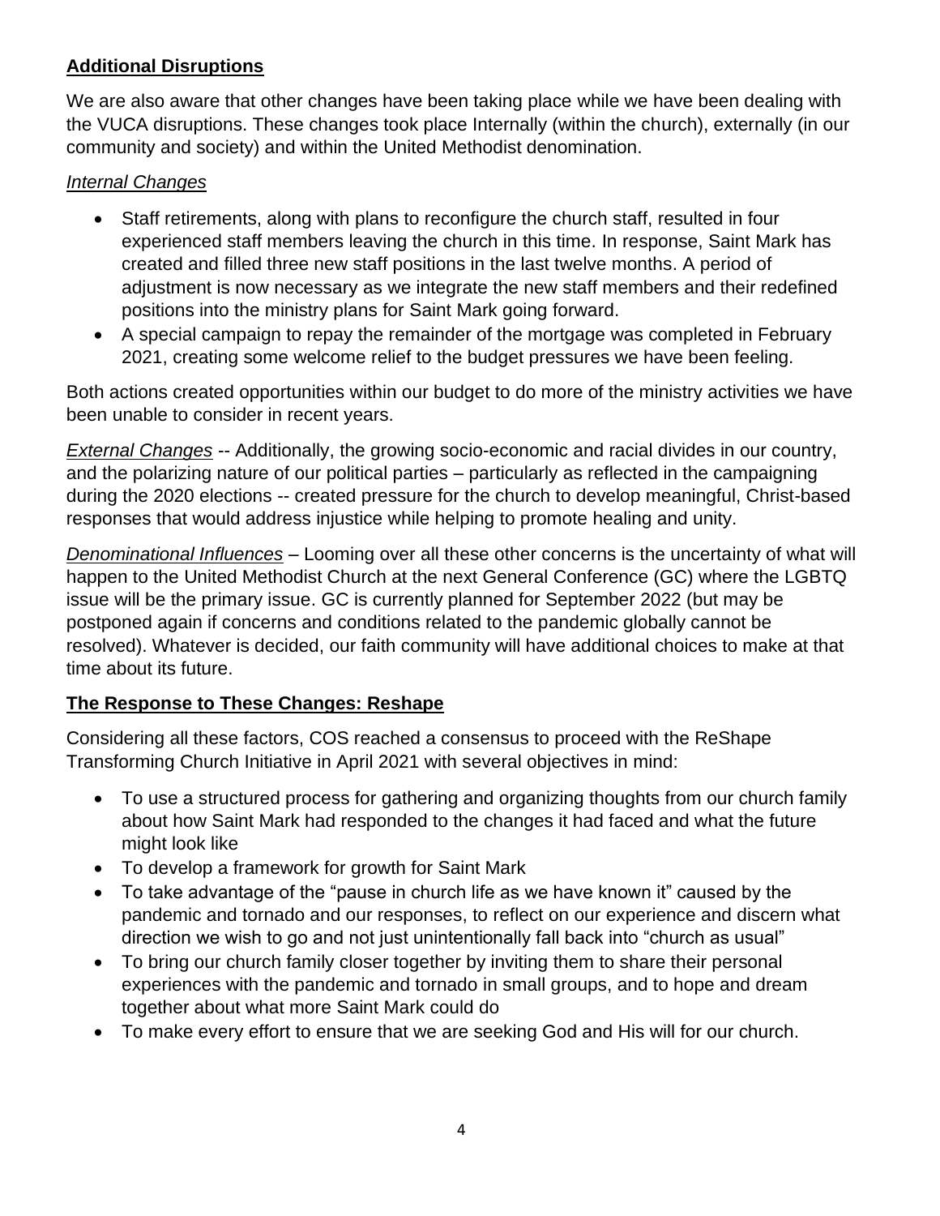## **Additional Disruptions**

We are also aware that other changes have been taking place while we have been dealing with the VUCA disruptions. These changes took place Internally (within the church), externally (in our community and society) and within the United Methodist denomination.

### *Internal Changes*

- Staff retirements, along with plans to reconfigure the church staff, resulted in four experienced staff members leaving the church in this time. In response, Saint Mark has created and filled three new staff positions in the last twelve months. A period of adjustment is now necessary as we integrate the new staff members and their redefined positions into the ministry plans for Saint Mark going forward.
- A special campaign to repay the remainder of the mortgage was completed in February 2021, creating some welcome relief to the budget pressures we have been feeling.

Both actions created opportunities within our budget to do more of the ministry activities we have been unable to consider in recent years.

*External Changes* -- Additionally, the growing socio-economic and racial divides in our country, and the polarizing nature of our political parties – particularly as reflected in the campaigning during the 2020 elections -- created pressure for the church to develop meaningful, Christ-based responses that would address injustice while helping to promote healing and unity.

*Denominational Influences* – Looming over all these other concerns is the uncertainty of what will happen to the United Methodist Church at the next General Conference (GC) where the LGBTQ issue will be the primary issue. GC is currently planned for September 2022 (but may be postponed again if concerns and conditions related to the pandemic globally cannot be resolved). Whatever is decided, our faith community will have additional choices to make at that time about its future.

## **The Response to These Changes: Reshape**

Considering all these factors, COS reached a consensus to proceed with the ReShape Transforming Church Initiative in April 2021 with several objectives in mind:

- To use a structured process for gathering and organizing thoughts from our church family about how Saint Mark had responded to the changes it had faced and what the future might look like
- To develop a framework for growth for Saint Mark
- To take advantage of the "pause in church life as we have known it" caused by the pandemic and tornado and our responses, to reflect on our experience and discern what direction we wish to go and not just unintentionally fall back into "church as usual"
- To bring our church family closer together by inviting them to share their personal experiences with the pandemic and tornado in small groups, and to hope and dream together about what more Saint Mark could do
- To make every effort to ensure that we are seeking God and His will for our church.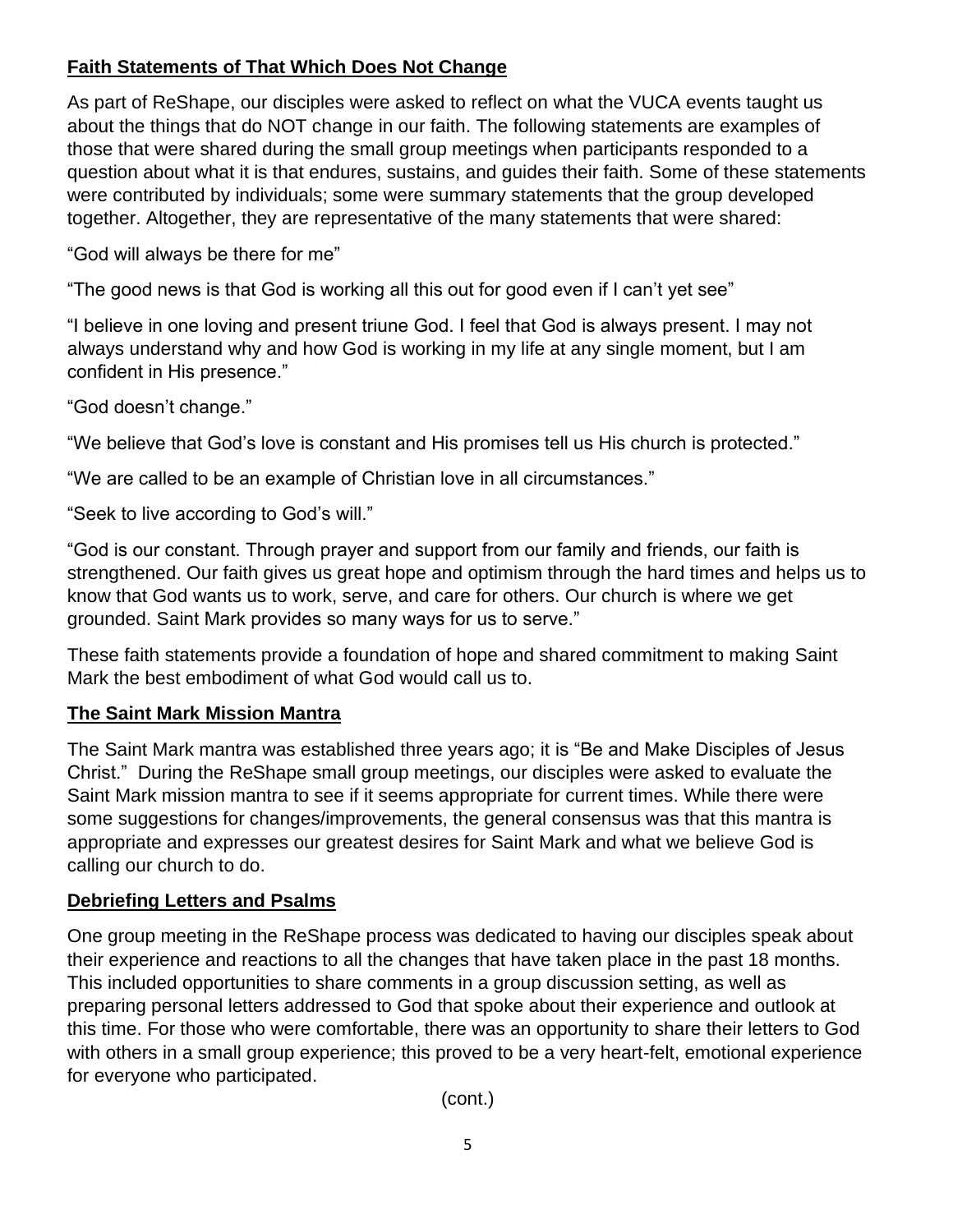## Faith Statements of That Which Does Not Change

As part of ReShape, our disciples were asked to reflect on what the VUCA events taught us about the things that do NOT change in our faith. The following statements are examples of those that were shared during the small group meetings when participants responded to a question about what it is that endures, sustains, and guides their faith. Some of these statements were contributed by individuals; some were summary statements that the group developed together. Altogether, they are representative of the many statements that were shared:

"God will always be there for me"

"The good news is that God is working all this out for good even if I can't yet see"

"I believe in one loving and present triune God. I feel that God is always present. I may not always understand why and how God is working in my life at any single moment, but I am confident in His presence."

"God doesn't change."

"We believe that God's love is constant and His promises tell us His church is protected."

"We are called to be an example of Christian love in all circumstances."

"Seek to live according to God's will."

"God is our constant. Through prayer and support from our family and friends, our faith is strengthened. Our faith gives us great hope and optimism through the hard times and helps us to know that God wants us to work, serve, and care for others. Our church is where we get grounded. Saint Mark provides so many ways for us to serve."

These faith statements provide a foundation of hope and shared commitment to making Saint Mark the best embodiment of what God would call us to.

## The Saint Mark Mission Mantra

The Saint Mark mantra was established three years ago; it is "Be and Make Disciples of Jesus Christ." During the ReShape small group meetings, our disciples were asked to evaluate the Saint Mark mission mantra to see if it seems appropriate for current times. While there were some suggestions for changes/improvements, the general consensus was that this mantra is appropriate and expresses our greatest desires for Saint Mark and what we believe God is calling our church to do.

## Debriefing Letters and Psalms

One group meeting in the ReShape process was dedicated to having our disciples speak about their experience and reactions to all the changes that have taken place in the past 18 months. This included opportunities to share comments in a group discussion setting, as well as preparing personal letters addressed to God that spoke about their experience and outlook at this time. For those who were comfortable, there was an opportunity to share their letters to God with others in a small group experience; this proved to be a very heart-felt, emotional experience for everyone who participated.

(cont.)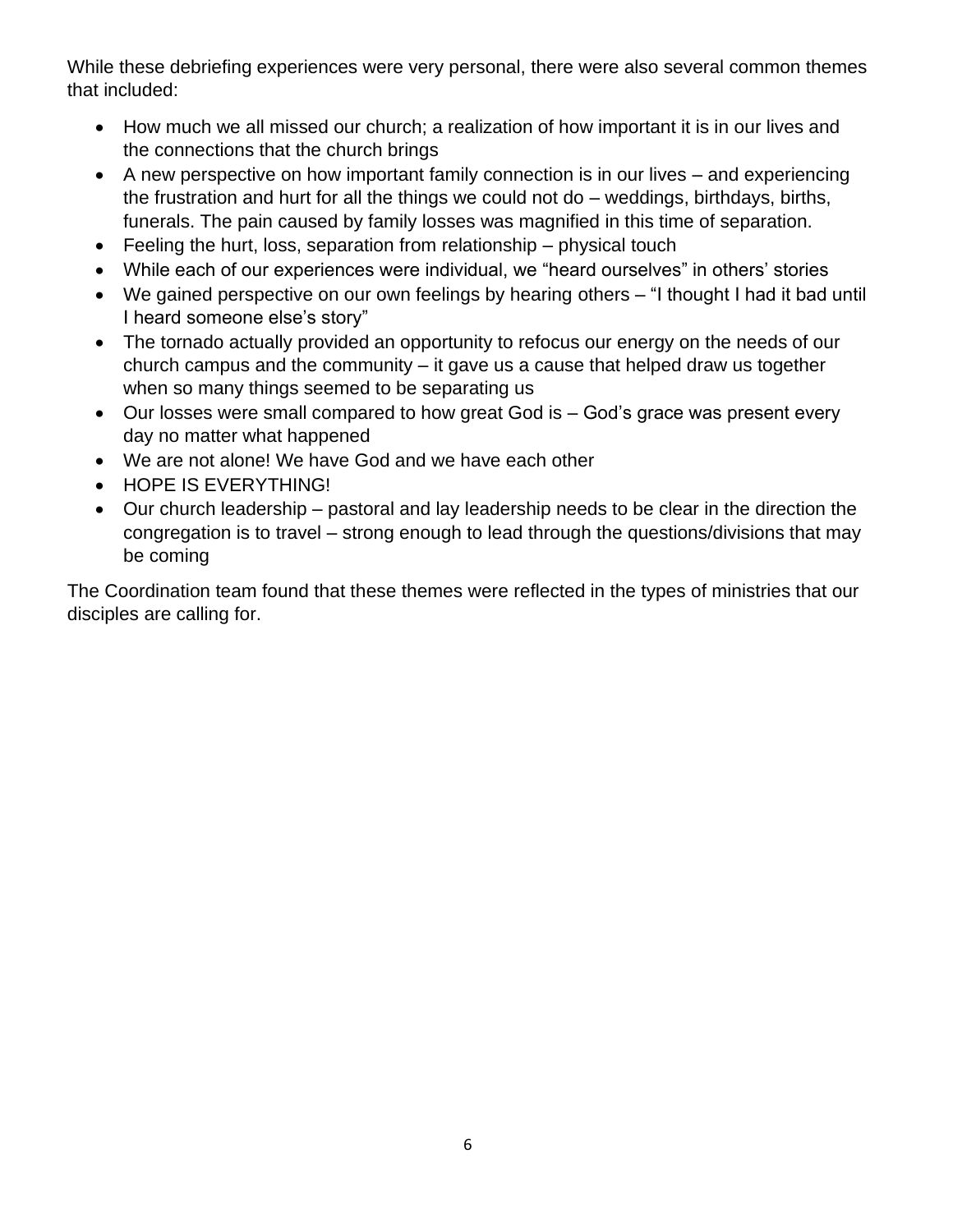While these debriefing experiences were very personal, there were also several common themes that included:

- How much we all missed our church; a realization of how important it is in our lives and the connections that the church brings
- A new perspective on how important family connection is in our lives – and experiencing the frustration and hurt for all the things we could not do – weddings, birthdays, births, funerals. The pain caused by family losses was magnified in this time of separation.
- Feeling the hurt, loss, separation from relationship – physical touch
- While each of our experiences were individual, we "heard ourselves" in others' stories
- We gained perspective on our own feelings by hearing others – "I thought I had it bad until I heard someone else's story"
- The tornado actually provided an opportunity to refocus our energy on the needs of our church campus and the community – it gave us a cause that helped draw us together when so many things seemed to be separating us
- Our losses were small compared to how great God is – God's grace was present every day no matter what happened
- We are not alone! We have God and we have each other
- HOPE IS EVERYTHING!
- Our church leadership – pastoral and lay leadership needs to be clear in the direction the congregation is to travel – strong enough to lead through the questions/divisions that may be coming

The Coordination team found that these themes were reflected in the types of ministries that our disciples are calling for.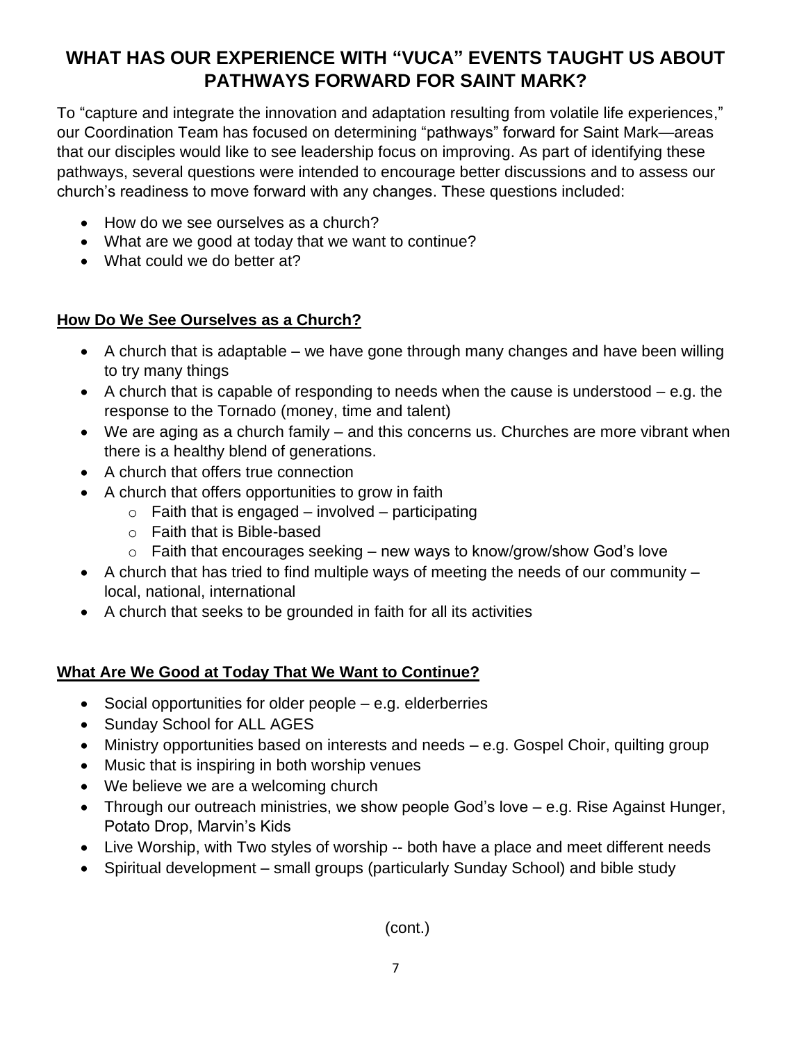# WHAT HAS OUR EXPERIENCE WITH "VUCA" EVENTS TAUGHT US ABOUT PATHWAYS FORWARD FOR SAINT MARK?

To "capture and integrate the innovation and adaptation resulting from volatile life experiences," our Coordination Team has focused on determining "pathways" forward for Saint Mark—areas that our disciples would like to see leadership focus on improving. As part of identifying these pathways, several questions were intended to encourage better discussions and to assess our church's readiness to move forward with any changes. These questions included:

- How do we see ourselves as a church?
- What are we good at today that we want to continue?
- What could we do better at?

## How Do We See Ourselves as a Church?

- A church that is adaptable – we have gone through many changes and have been willing to try many things
- A church that is capable of responding to needs when the cause is understood – e.g. the response to the Tornado (money, time and talent)
- We are aging as a church family – and this concerns us. Churches are more vibrant when there is a healthy blend of generations.
- A church that offers true connection
- A church that offers opportunities to grow in faith
  - Faith that is engaged – involved – participating
  - Faith that is Bible-based
  - Faith that encourages seeking – new ways to know/grow/show God's love
- A church that has tried to find multiple ways of meeting the needs of our community – local, national, international
- A church that seeks to be grounded in faith for all its activities

## What Are We Good at Today That We Want to Continue?

- Social opportunities for older people – e.g. elderberries
- Sunday School for ALL AGES
- Ministry opportunities based on interests and needs – e.g. Gospel Choir, quilting group
- Music that is inspiring in both worship venues
- We believe we are a welcoming church
- Through our outreach ministries, we show people God's love – e.g. Rise Against Hunger, Potato Drop, Marvin's Kids
- Live Worship, with Two styles of worship -- both have a place and meet different needs
- Spiritual development – small groups (particularly Sunday School) and bible study

(cont.)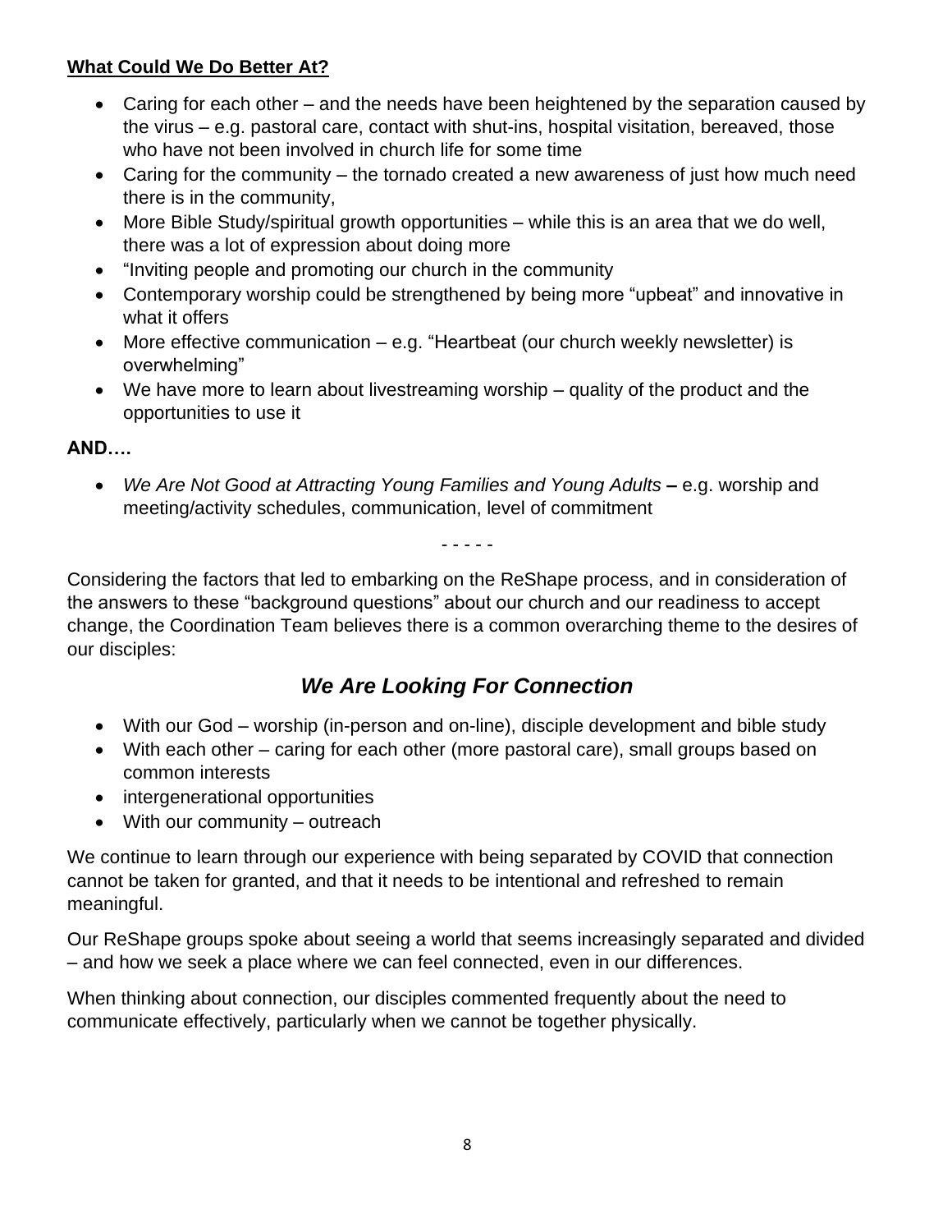**What Could We Do Better At?**

- Caring for each other – and the needs have been heightened by the separation caused by the virus – e.g. pastoral care, contact with shut-ins, hospital visitation, bereaved, those who have not been involved in church life for some time
- Caring for the community – the tornado created a new awareness of just how much need there is in the community,
- More Bible Study/spiritual growth opportunities – while this is an area that we do well, there was a lot of expression about doing more
- "Inviting people and promoting our church in the community
- Contemporary worship could be strengthened by being more "upbeat" and innovative in what it offers
- More effective communication – e.g. "Heartbeat (our church weekly newsletter) is overwhelming"
- We have more to learn about livestreaming worship – quality of the product and the opportunities to use it

**AND….**

- *We Are Not Good at Attracting Young Families and Young Adults* **–** e.g. worship and meeting/activity schedules, communication, level of commitment

- - - - -

Considering the factors that led to embarking on the ReShape process, and in consideration of the answers to these "background questions" about our church and our readiness to accept change, the Coordination Team believes there is a common overarching theme to the desires of our disciples:

## *We Are Looking For Connection*

- With our God – worship (in-person and on-line), disciple development and bible study
- With each other – caring for each other (more pastoral care), small groups based on common interests
- intergenerational opportunities
- With our community – outreach

We continue to learn through our experience with being separated by COVID that connection cannot be taken for granted, and that it needs to be intentional and refreshed to remain meaningful.

Our ReShape groups spoke about seeing a world that seems increasingly separated and divided – and how we seek a place where we can feel connected, even in our differences.

When thinking about connection, our disciples commented frequently about the need to communicate effectively, particularly when we cannot be together physically.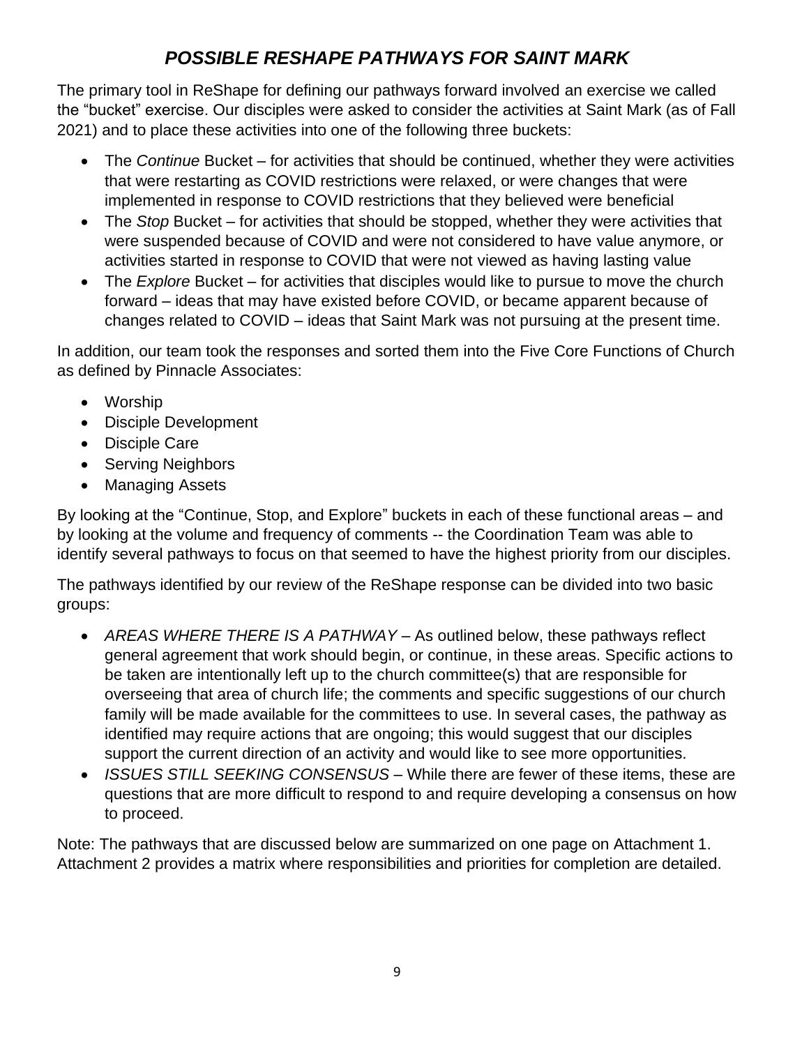# *POSSIBLE RESHAPE PATHWAYS FOR SAINT MARK*

The primary tool in ReShape for defining our pathways forward involved an exercise we called the "bucket" exercise. Our disciples were asked to consider the activities at Saint Mark (as of Fall 2021) and to place these activities into one of the following three buckets:

- The *Continue* Bucket – for activities that should be continued, whether they were activities that were restarting as COVID restrictions were relaxed, or were changes that were implemented in response to COVID restrictions that they believed were beneficial
- The *Stop* Bucket – for activities that should be stopped, whether they were activities that were suspended because of COVID and were not considered to have value anymore, or activities started in response to COVID that were not viewed as having lasting value
- The *Explore* Bucket – for activities that disciples would like to pursue to move the church forward – ideas that may have existed before COVID, or became apparent because of changes related to COVID – ideas that Saint Mark was not pursuing at the present time.

In addition, our team took the responses and sorted them into the Five Core Functions of Church as defined by Pinnacle Associates:

- Worship
- Disciple Development
- Disciple Care
- Serving Neighbors
- Managing Assets

By looking at the "Continue, Stop, and Explore" buckets in each of these functional areas – and by looking at the volume and frequency of comments -- the Coordination Team was able to identify several pathways to focus on that seemed to have the highest priority from our disciples.

The pathways identified by our review of the ReShape response can be divided into two basic groups:

- *AREAS WHERE THERE IS A PATHWAY* – As outlined below, these pathways reflect general agreement that work should begin, or continue, in these areas. Specific actions to be taken are intentionally left up to the church committee(s) that are responsible for overseeing that area of church life; the comments and specific suggestions of our church family will be made available for the committees to use. In several cases, the pathway as identified may require actions that are ongoing; this would suggest that our disciples support the current direction of an activity and would like to see more opportunities.
- *ISSUES STILL SEEKING CONSENSUS* – While there are fewer of these items, these are questions that are more difficult to respond to and require developing a consensus on how to proceed.

Note: The pathways that are discussed below are summarized on one page on Attachment 1. Attachment 2 provides a matrix where responsibilities and priorities for completion are detailed.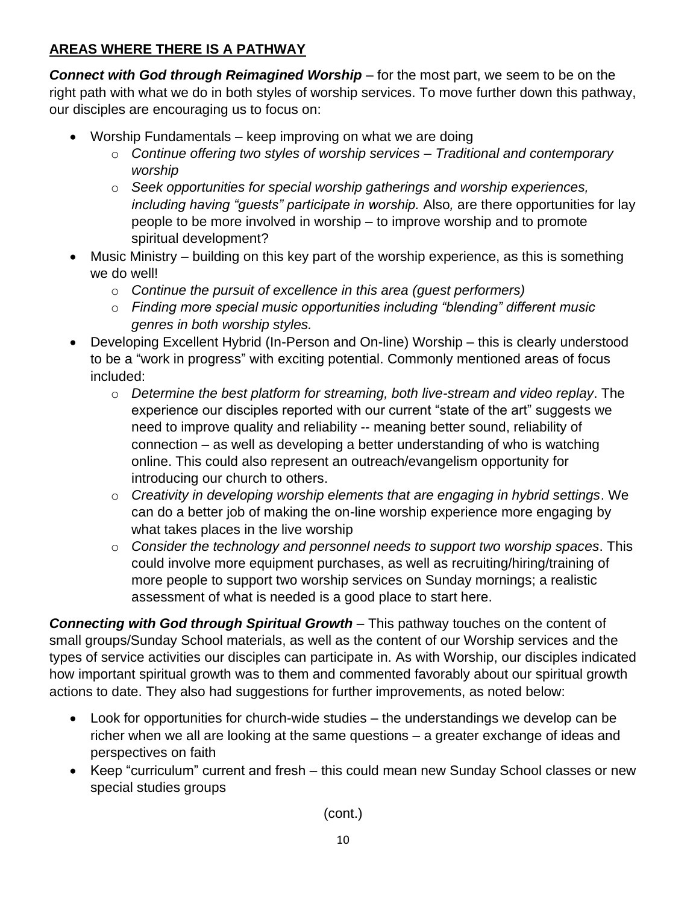## **AREAS WHERE THERE IS A PATHWAY**

***Connect with God through Reimagined Worship*** – for the most part, we seem to be on the right path with what we do in both styles of worship services. To move further down this pathway, our disciples are encouraging us to focus on:

- Worship Fundamentals – keep improving on what we are doing
    - *Continue offering two styles of worship services – Traditional and contemporary worship*
    - *Seek opportunities for special worship gatherings and worship experiences, including having "guests" participate in worship.* Also*,* are there opportunities for lay people to be more involved in worship – to improve worship and to promote spiritual development?
- Music Ministry – building on this key part of the worship experience, as this is something we do well!
    - *Continue the pursuit of excellence in this area (guest performers)*
    - *Finding more special music opportunities including "blending" different music genres in both worship styles.*
- Developing Excellent Hybrid (In-Person and On-line) Worship – this is clearly understood to be a "work in progress" with exciting potential. Commonly mentioned areas of focus included:
    - *Determine the best platform for streaming, both live-stream and video replay*. The experience our disciples reported with our current "state of the art" suggests we need to improve quality and reliability -- meaning better sound, reliability of connection – as well as developing a better understanding of who is watching online. This could also represent an outreach/evangelism opportunity for introducing our church to others.
    - *Creativity in developing worship elements that are engaging in hybrid settings*. We can do a better job of making the on-line worship experience more engaging by what takes places in the live worship
    - *Consider the technology and personnel needs to support two worship spaces*. This could involve more equipment purchases, as well as recruiting/hiring/training of more people to support two worship services on Sunday mornings; a realistic assessment of what is needed is a good place to start here.

***Connecting with God through Spiritual Growth*** – This pathway touches on the content of small groups/Sunday School materials, as well as the content of our Worship services and the types of service activities our disciples can participate in. As with Worship, our disciples indicated how important spiritual growth was to them and commented favorably about our spiritual growth actions to date. They also had suggestions for further improvements, as noted below:

- Look for opportunities for church-wide studies – the understandings we develop can be richer when we all are looking at the same questions – a greater exchange of ideas and perspectives on faith
- Keep "curriculum" current and fresh – this could mean new Sunday School classes or new special studies groups

(cont.)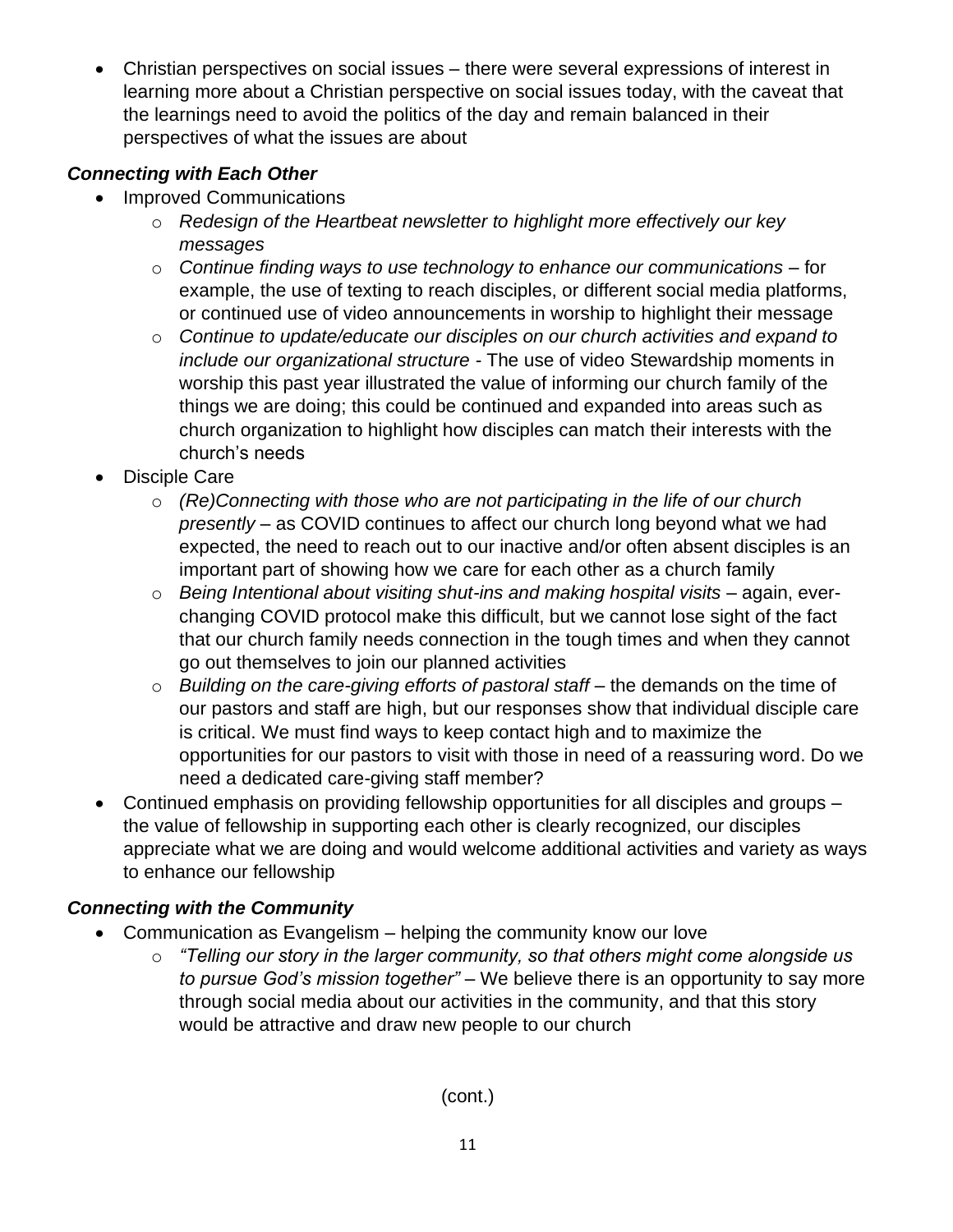- Christian perspectives on social issues – there were several expressions of interest in learning more about a Christian perspective on social issues today, with the caveat that the learnings need to avoid the politics of the day and remain balanced in their perspectives of what the issues are about

### *Connecting with Each Other*

- Improved Communications
    - *Redesign of the Heartbeat newsletter to highlight more effectively our key messages*
    - *Continue finding ways to use technology to enhance our communications* – for example, the use of texting to reach disciples, or different social media platforms, or continued use of video announcements in worship to highlight their message
    - *Continue to update/educate our disciples on our church activities and expand to include our organizational structure* - The use of video Stewardship moments in worship this past year illustrated the value of informing our church family of the things we are doing; this could be continued and expanded into areas such as church organization to highlight how disciples can match their interests with the church's needs
- Disciple Care
    - *(Re)Connecting with those who are not participating in the life of our church presently* – as COVID continues to affect our church long beyond what we had expected, the need to reach out to our inactive and/or often absent disciples is an important part of showing how we care for each other as a church family
    - *Being Intentional about visiting shut-ins and making hospital visits* – again, ever-changing COVID protocol make this difficult, but we cannot lose sight of the fact that our church family needs connection in the tough times and when they cannot go out themselves to join our planned activities
    - *Building on the care-giving efforts of pastoral staff* – the demands on the time of our pastors and staff are high, but our responses show that individual disciple care is critical. We must find ways to keep contact high and to maximize the opportunities for our pastors to visit with those in need of a reassuring word. Do we need a dedicated care-giving staff member?
- Continued emphasis on providing fellowship opportunities for all disciples and groups – the value of fellowship in supporting each other is clearly recognized, our disciples appreciate what we are doing and would welcome additional activities and variety as ways to enhance our fellowship

### *Connecting with the Community*

- Communication as Evangelism – helping the community know our love
    - *"Telling our story in the larger community, so that others might come alongside us to pursue God's mission together"* – We believe there is an opportunity to say more through social media about our activities in the community, and that this story would be attractive and draw new people to our church

(cont.)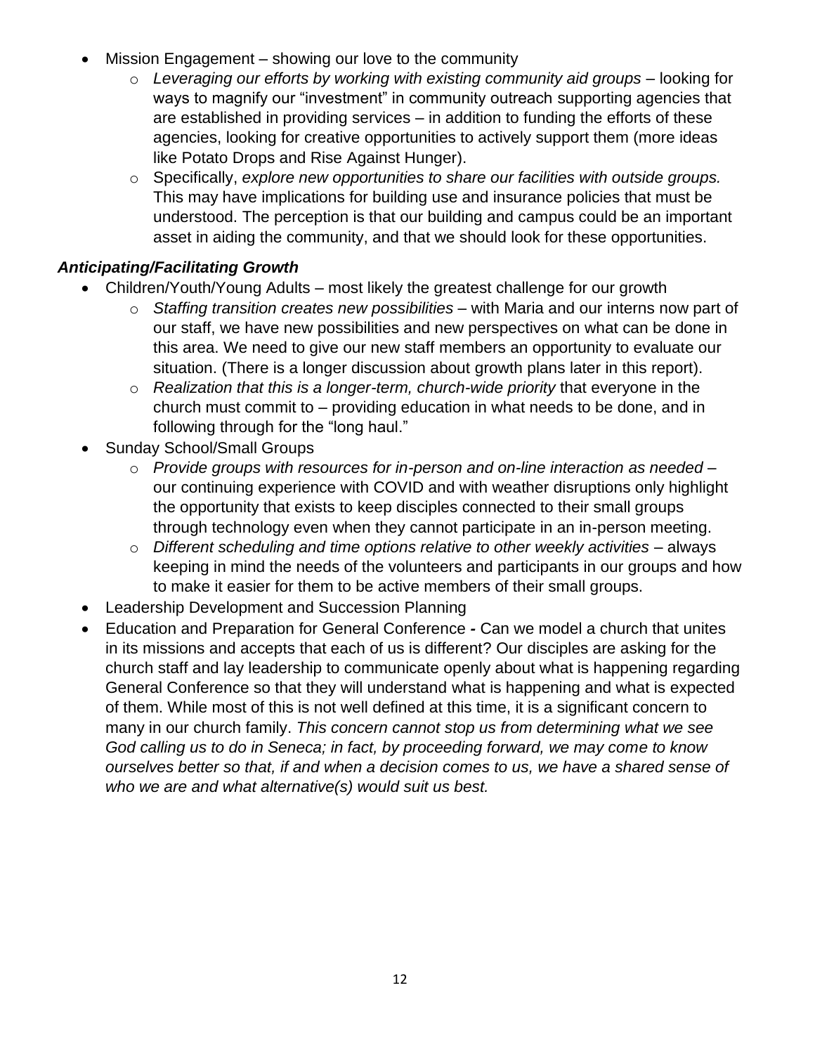- Mission Engagement – showing our love to the community
  - *Leveraging our efforts by working with existing community aid groups* – looking for ways to magnify our "investment" in community outreach supporting agencies that are established in providing services – in addition to funding the efforts of these agencies, looking for creative opportunities to actively support them (more ideas like Potato Drops and Rise Against Hunger).
  - Specifically, *explore new opportunities to share our facilities with outside groups.* This may have implications for building use and insurance policies that must be understood. The perception is that our building and campus could be an important asset in aiding the community, and that we should look for these opportunities.

### *Anticipating/Facilitating Growth*

- Children/Youth/Young Adults – most likely the greatest challenge for our growth
  - *Staffing transition creates new possibilities* – with Maria and our interns now part of our staff, we have new possibilities and new perspectives on what can be done in this area. We need to give our new staff members an opportunity to evaluate our situation. (There is a longer discussion about growth plans later in this report).
  - *Realization that this is a longer-term, church-wide priority* that everyone in the church must commit to – providing education in what needs to be done, and in following through for the "long haul."
- Sunday School/Small Groups
  - *Provide groups with resources for in-person and on-line interaction as needed* – our continuing experience with COVID and with weather disruptions only highlight the opportunity that exists to keep disciples connected to their small groups through technology even when they cannot participate in an in-person meeting.
  - *Different scheduling and time options relative to other weekly activities* – always keeping in mind the needs of the volunteers and participants in our groups and how to make it easier for them to be active members of their small groups.
- Leadership Development and Succession Planning
- Education and Preparation for General Conference **-** Can we model a church that unites in its missions and accepts that each of us is different? Our disciples are asking for the church staff and lay leadership to communicate openly about what is happening regarding General Conference so that they will understand what is happening and what is expected of them. While most of this is not well defined at this time, it is a significant concern to many in our church family. *This concern cannot stop us from determining what we see God calling us to do in Seneca; in fact, by proceeding forward, we may come to know ourselves better so that, if and when a decision comes to us, we have a shared sense of who we are and what alternative(s) would suit us best.*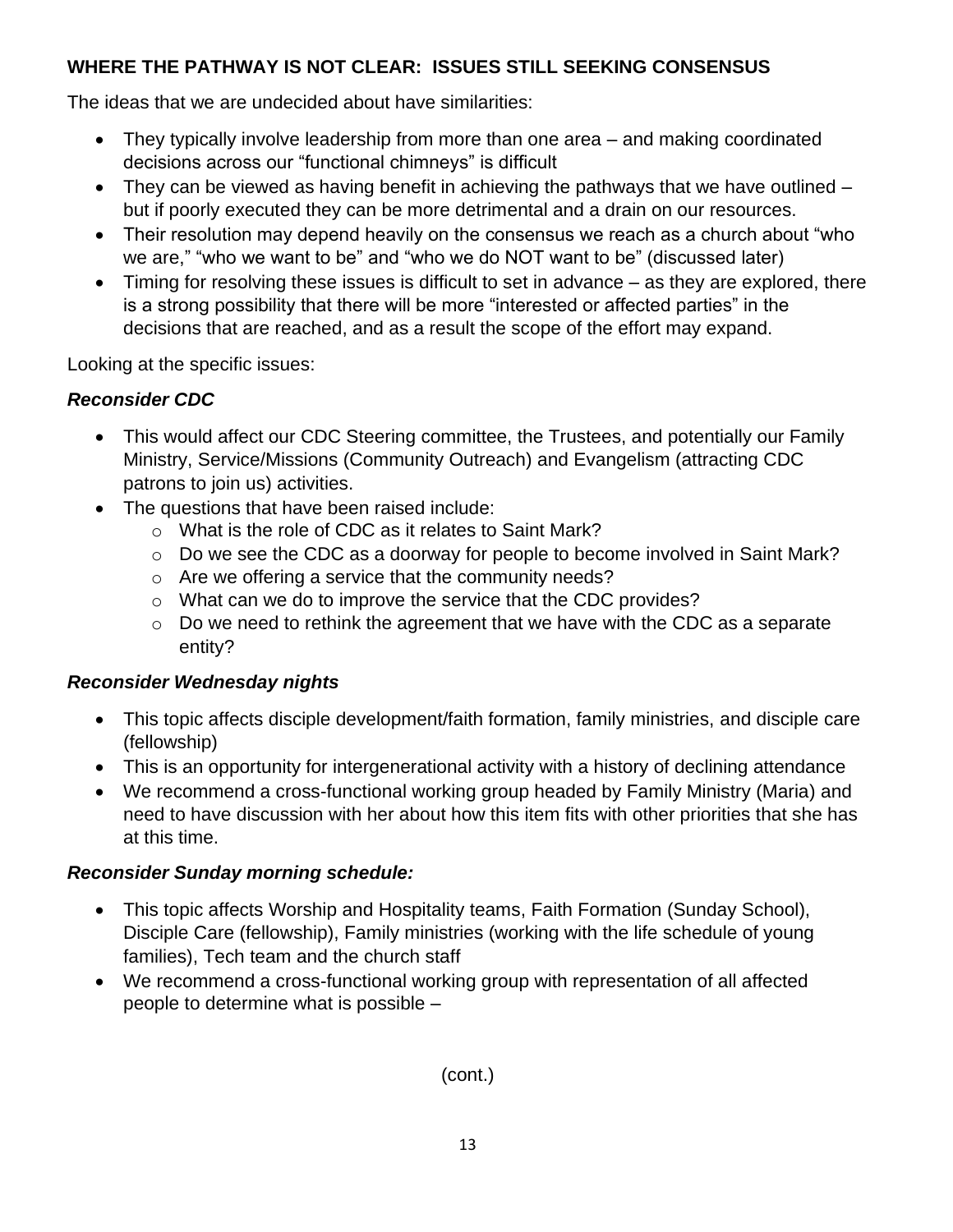## WHERE THE PATHWAY IS NOT CLEAR: ISSUES STILL SEEKING CONSENSUS

The ideas that we are undecided about have similarities:

- They typically involve leadership from more than one area – and making coordinated decisions across our "functional chimneys" is difficult
- They can be viewed as having benefit in achieving the pathways that we have outlined – but if poorly executed they can be more detrimental and a drain on our resources.
- Their resolution may depend heavily on the consensus we reach as a church about "who we are," "who we want to be" and "who we do NOT want to be" (discussed later)
- Timing for resolving these issues is difficult to set in advance – as they are explored, there is a strong possibility that there will be more "interested or affected parties" in the decisions that are reached, and as a result the scope of the effort may expand.

Looking at the specific issues:

### *Reconsider CDC*

- This would affect our CDC Steering committee, the Trustees, and potentially our Family Ministry, Service/Missions (Community Outreach) and Evangelism (attracting CDC patrons to join us) activities.
- The questions that have been raised include:
  - What is the role of CDC as it relates to Saint Mark?
  - Do we see the CDC as a doorway for people to become involved in Saint Mark?
  - Are we offering a service that the community needs?
  - What can we do to improve the service that the CDC provides?
  - Do we need to rethink the agreement that we have with the CDC as a separate entity?

### *Reconsider Wednesday nights*

- This topic affects disciple development/faith formation, family ministries, and disciple care (fellowship)
- This is an opportunity for intergenerational activity with a history of declining attendance
- We recommend a cross-functional working group headed by Family Ministry (Maria) and need to have discussion with her about how this item fits with other priorities that she has at this time.

### *Reconsider Sunday morning schedule:*

- This topic affects Worship and Hospitality teams, Faith Formation (Sunday School), Disciple Care (fellowship), Family ministries (working with the life schedule of young families), Tech team and the church staff
- We recommend a cross-functional working group with representation of all affected people to determine what is possible –

(cont.)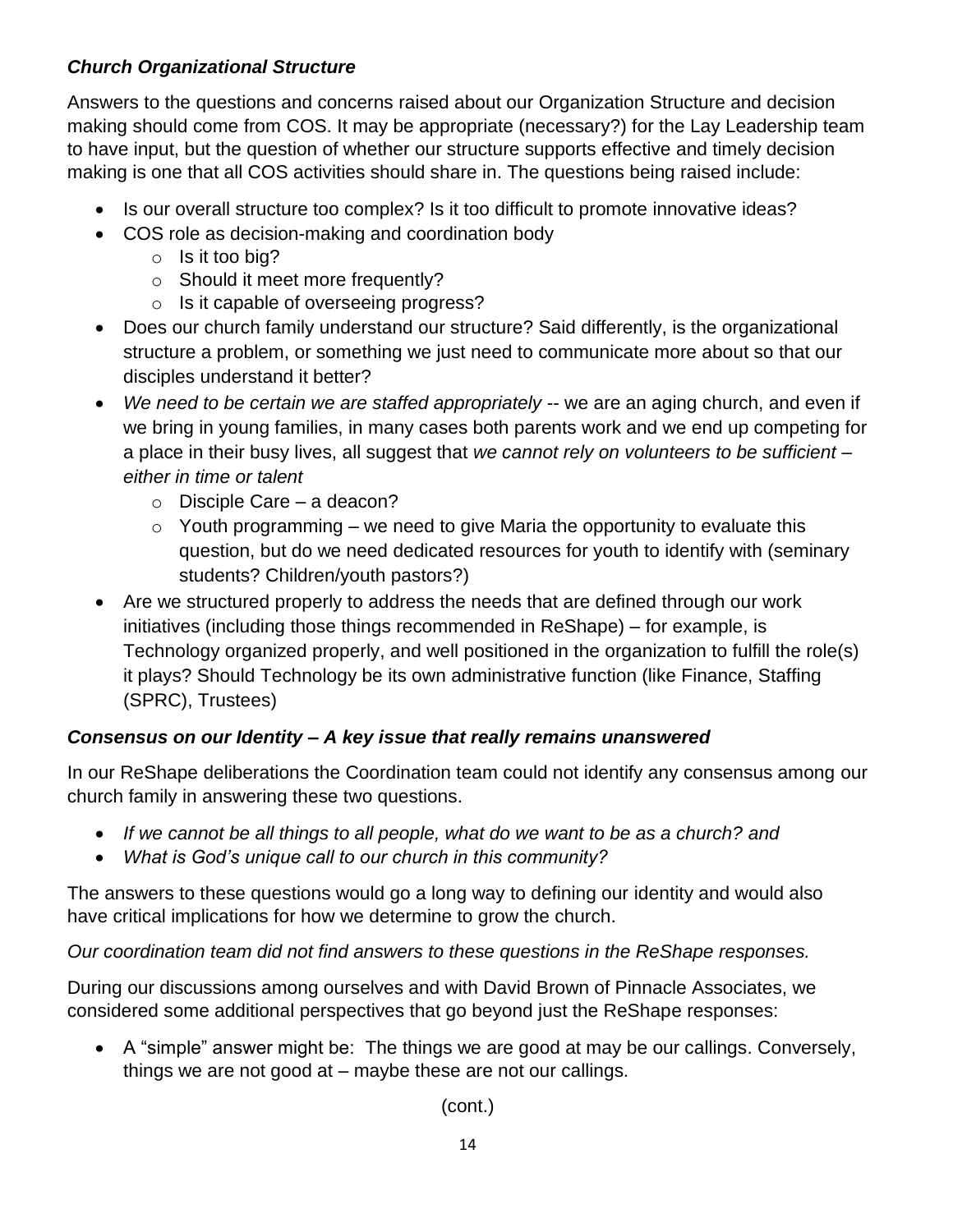### *Church Organizational Structure*

Answers to the questions and concerns raised about our Organization Structure and decision making should come from COS. It may be appropriate (necessary?) for the Lay Leadership team to have input, but the question of whether our structure supports effective and timely decision making is one that all COS activities should share in. The questions being raised include:

- Is our overall structure too complex? Is it too difficult to promote innovative ideas?
- COS role as decision-making and coordination body
  - Is it too big?
  - Should it meet more frequently?
  - Is it capable of overseeing progress?
- Does our church family understand our structure? Said differently, is the organizational structure a problem, or something we just need to communicate more about so that our disciples understand it better?
- *We need to be certain we are staffed appropriately* -- we are an aging church, and even if we bring in young families, in many cases both parents work and we end up competing for a place in their busy lives, all suggest that *we cannot rely on volunteers to be sufficient – either in time or talent*
  - Disciple Care – a deacon?
  - Youth programming – we need to give Maria the opportunity to evaluate this question, but do we need dedicated resources for youth to identify with (seminary students? Children/youth pastors?)
- Are we structured properly to address the needs that are defined through our work initiatives (including those things recommended in ReShape) – for example, is Technology organized properly, and well positioned in the organization to fulfill the role(s) it plays? Should Technology be its own administrative function (like Finance, Staffing (SPRC), Trustees)

### *Consensus on our Identity – A key issue that really remains unanswered*

In our ReShape deliberations the Coordination team could not identify any consensus among our church family in answering these two questions.

- *If we cannot be all things to all people, what do we want to be as a church? and*
- *What is God's unique call to our church in this community?*

The answers to these questions would go a long way to defining our identity and would also have critical implications for how we determine to grow the church.

*Our coordination team did not find answers to these questions in the ReShape responses.*

During our discussions among ourselves and with David Brown of Pinnacle Associates, we considered some additional perspectives that go beyond just the ReShape responses:

- A "simple" answer might be: The things we are good at may be our callings. Conversely, things we are not good at – maybe these are not our callings.

(cont.)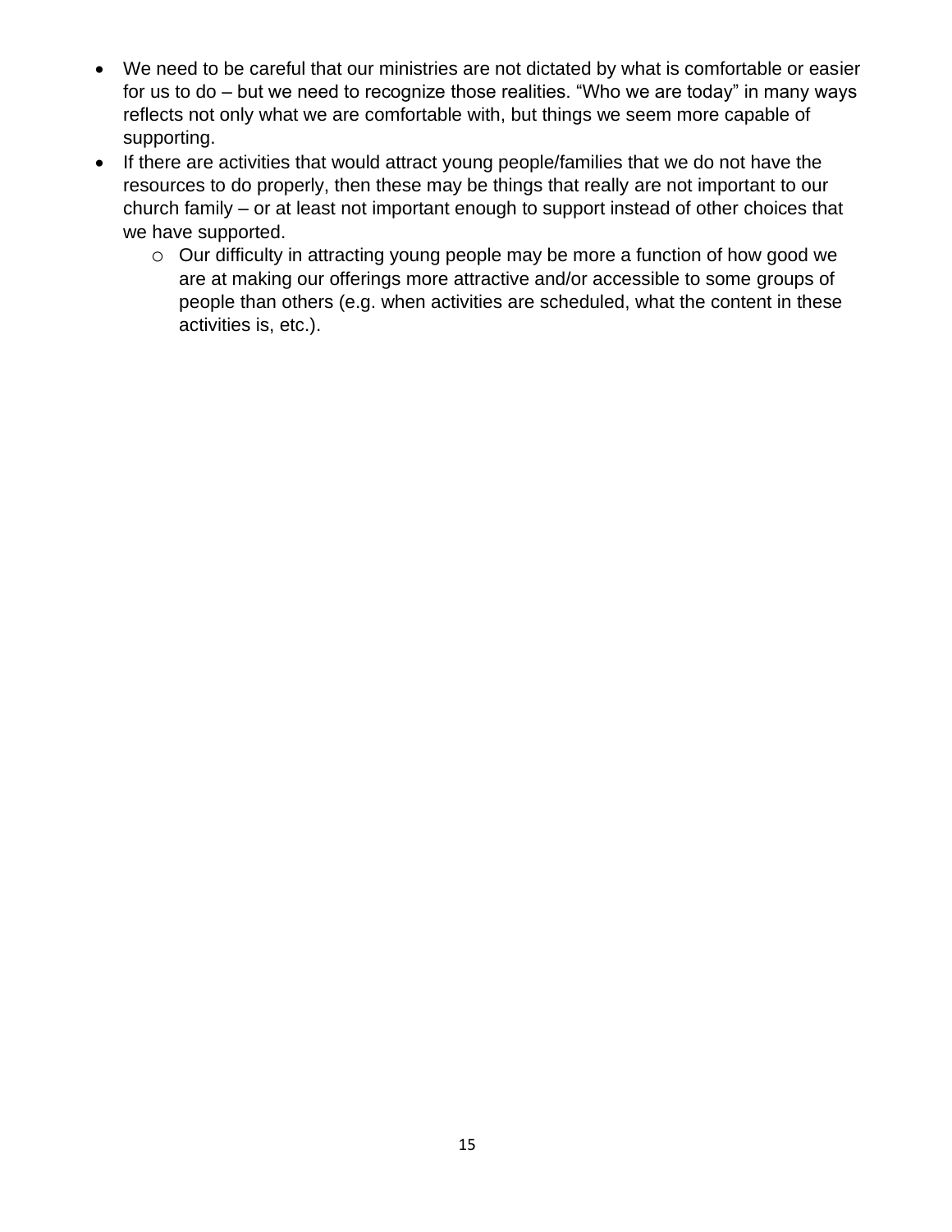- We need to be careful that our ministries are not dictated by what is comfortable or easier for us to do – but we need to recognize those realities. “Who we are today” in many ways reflects not only what we are comfortable with, but things we seem more capable of supporting.
- If there are activities that would attract young people/families that we do not have the resources to do properly, then these may be things that really are not important to our church family – or at least not important enough to support instead of other choices that we have supported.
    - Our difficulty in attracting young people may be more a function of how good we are at making our offerings more attractive and/or accessible to some groups of people than others (e.g. when activities are scheduled, what the content in these activities is, etc.).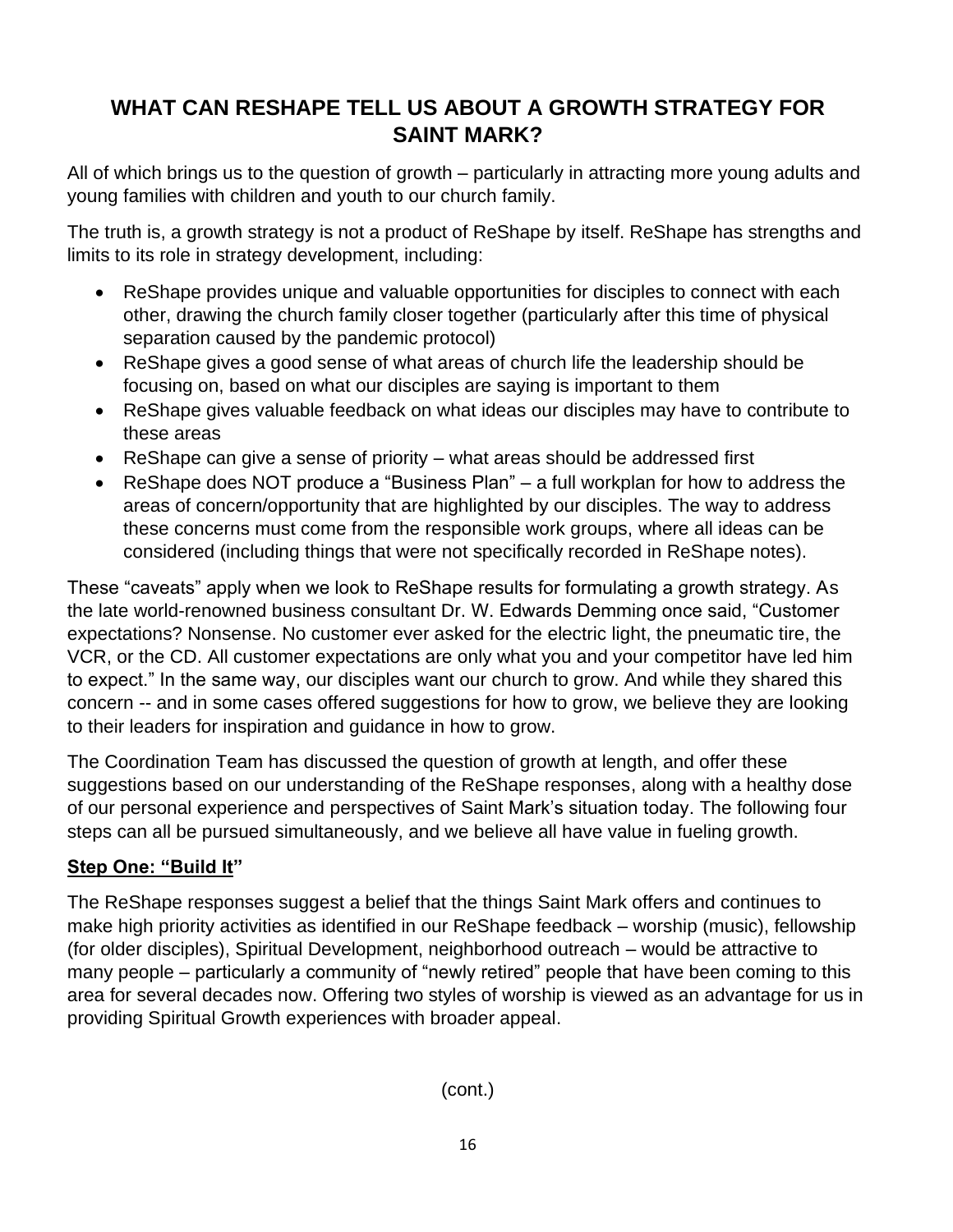## WHAT CAN RESHAPE TELL US ABOUT A GROWTH STRATEGY FOR SAINT MARK?

All of which brings us to the question of growth – particularly in attracting more young adults and young families with children and youth to our church family.

The truth is, a growth strategy is not a product of ReShape by itself. ReShape has strengths and limits to its role in strategy development, including:

- ReShape provides unique and valuable opportunities for disciples to connect with each other, drawing the church family closer together (particularly after this time of physical separation caused by the pandemic protocol)
- ReShape gives a good sense of what areas of church life the leadership should be focusing on, based on what our disciples are saying is important to them
- ReShape gives valuable feedback on what ideas our disciples may have to contribute to these areas
- ReShape can give a sense of priority – what areas should be addressed first
- ReShape does NOT produce a "Business Plan" – a full workplan for how to address the areas of concern/opportunity that are highlighted by our disciples. The way to address these concerns must come from the responsible work groups, where all ideas can be considered (including things that were not specifically recorded in ReShape notes).

These "caveats" apply when we look to ReShape results for formulating a growth strategy. As the late world-renowned business consultant Dr. W. Edwards Demming once said, "Customer expectations? Nonsense. No customer ever asked for the electric light, the pneumatic tire, the VCR, or the CD. All customer expectations are only what you and your competitor have led him to expect." In the same way, our disciples want our church to grow. And while they shared this concern -- and in some cases offered suggestions for how to grow, we believe they are looking to their leaders for inspiration and guidance in how to grow.

The Coordination Team has discussed the question of growth at length, and offer these suggestions based on our understanding of the ReShape responses, along with a healthy dose of our personal experience and perspectives of Saint Mark's situation today. The following four steps can all be pursued simultaneously, and we believe all have value in fueling growth.

**Step One: "Build It"**

The ReShape responses suggest a belief that the things Saint Mark offers and continues to make high priority activities as identified in our ReShape feedback – worship (music), fellowship (for older disciples), Spiritual Development, neighborhood outreach – would be attractive to many people – particularly a community of "newly retired" people that have been coming to this area for several decades now. Offering two styles of worship is viewed as an advantage for us in providing Spiritual Growth experiences with broader appeal.

(cont.)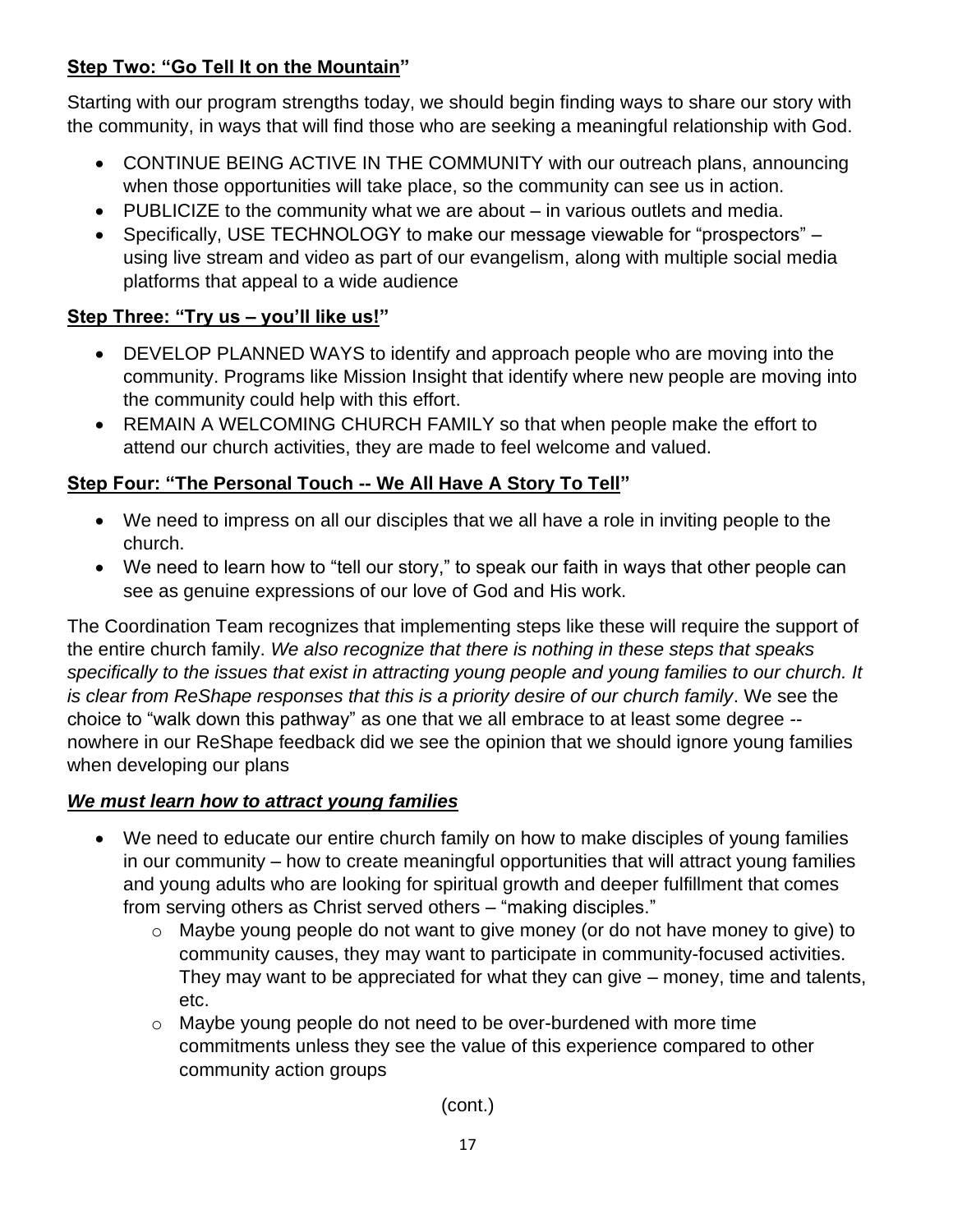**Step Two: "Go Tell It on the Mountain"**

Starting with our program strengths today, we should begin finding ways to share our story with the community, in ways that will find those who are seeking a meaningful relationship with God.

- CONTINUE BEING ACTIVE IN THE COMMUNITY with our outreach plans, announcing when those opportunities will take place, so the community can see us in action.
- PUBLICIZE to the community what we are about – in various outlets and media.
- Specifically, USE TECHNOLOGY to make our message viewable for "prospectors" – using live stream and video as part of our evangelism, along with multiple social media platforms that appeal to a wide audience

**Step Three: "Try us – you'll like us!"**

- DEVELOP PLANNED WAYS to identify and approach people who are moving into the community. Programs like Mission Insight that identify where new people are moving into the community could help with this effort.
- REMAIN A WELCOMING CHURCH FAMILY so that when people make the effort to attend our church activities, they are made to feel welcome and valued.

**Step Four: "The Personal Touch -- We All Have A Story To Tell"**

- We need to impress on all our disciples that we all have a role in inviting people to the church.
- We need to learn how to "tell our story," to speak our faith in ways that other people can see as genuine expressions of our love of God and His work.

The Coordination Team recognizes that implementing steps like these will require the support of the entire church family. *We also recognize that there is nothing in these steps that speaks specifically to the issues that exist in attracting young people and young families to our church. It is clear from ReShape responses that this is a priority desire of our church family*. We see the choice to "walk down this pathway" as one that we all embrace to at least some degree -- nowhere in our ReShape feedback did we see the opinion that we should ignore young families when developing our plans

***We must learn how to attract young families***

- We need to educate our entire church family on how to make disciples of young families in our community – how to create meaningful opportunities that will attract young families and young adults who are looking for spiritual growth and deeper fulfillment that comes from serving others as Christ served others – "making disciples."
  - Maybe young people do not want to give money (or do not have money to give) to community causes, they may want to participate in community-focused activities. They may want to be appreciated for what they can give – money, time and talents, etc.
  - Maybe young people do not need to be over-burdened with more time commitments unless they see the value of this experience compared to other community action groups

(cont.)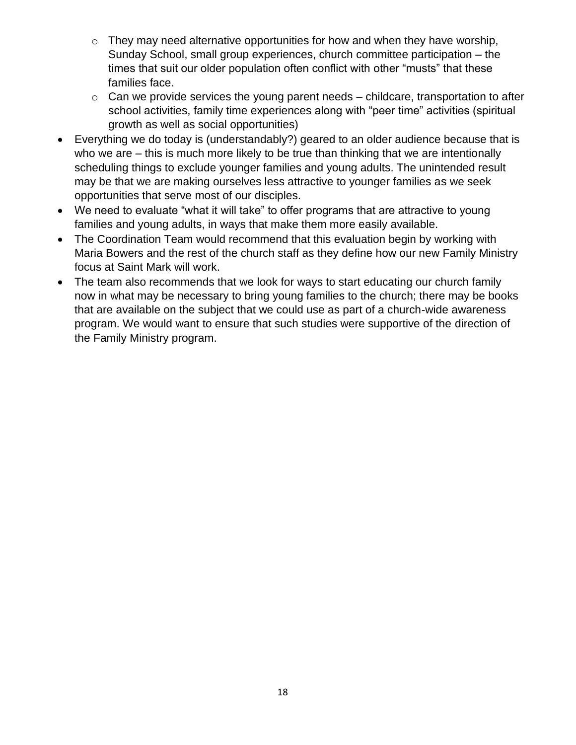- They may need alternative opportunities for how and when they have worship, Sunday School, small group experiences, church committee participation – the times that suit our older population often conflict with other "musts" that these families face.
  - Can we provide services the young parent needs – childcare, transportation to after school activities, family time experiences along with "peer time" activities (spiritual growth as well as social opportunities)
- Everything we do today is (understandably?) geared to an older audience because that is who we are – this is much more likely to be true than thinking that we are intentionally scheduling things to exclude younger families and young adults. The unintended result may be that we are making ourselves less attractive to younger families as we seek opportunities that serve most of our disciples.
- We need to evaluate "what it will take" to offer programs that are attractive to young families and young adults, in ways that make them more easily available.
- The Coordination Team would recommend that this evaluation begin by working with Maria Bowers and the rest of the church staff as they define how our new Family Ministry focus at Saint Mark will work.
- The team also recommends that we look for ways to start educating our church family now in what may be necessary to bring young families to the church; there may be books that are available on the subject that we could use as part of a church-wide awareness program. We would want to ensure that such studies were supportive of the direction of the Family Ministry program.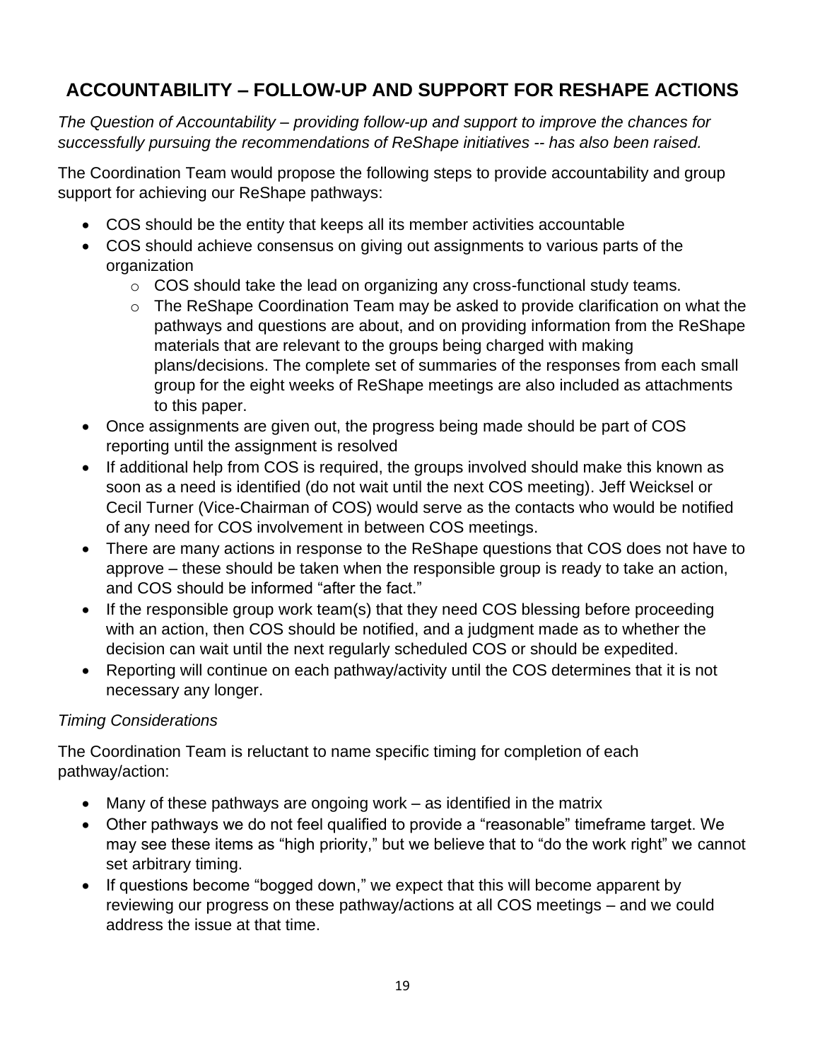## ACCOUNTABILITY – FOLLOW-UP AND SUPPORT FOR RESHAPE ACTIONS

*The Question of Accountability – providing follow-up and support to improve the chances for successfully pursuing the recommendations of ReShape initiatives -- has also been raised.*

The Coordination Team would propose the following steps to provide accountability and group support for achieving our ReShape pathways:

- COS should be the entity that keeps all its member activities accountable
- COS should achieve consensus on giving out assignments to various parts of the organization
  - COS should take the lead on organizing any cross-functional study teams.
  - The ReShape Coordination Team may be asked to provide clarification on what the pathways and questions are about, and on providing information from the ReShape materials that are relevant to the groups being charged with making plans/decisions. The complete set of summaries of the responses from each small group for the eight weeks of ReShape meetings are also included as attachments to this paper.
- Once assignments are given out, the progress being made should be part of COS reporting until the assignment is resolved
- If additional help from COS is required, the groups involved should make this known as soon as a need is identified (do not wait until the next COS meeting). Jeff Weicksel or Cecil Turner (Vice-Chairman of COS) would serve as the contacts who would be notified of any need for COS involvement in between COS meetings.
- There are many actions in response to the ReShape questions that COS does not have to approve – these should be taken when the responsible group is ready to take an action, and COS should be informed "after the fact."
- If the responsible group work team(s) that they need COS blessing before proceeding with an action, then COS should be notified, and a judgment made as to whether the decision can wait until the next regularly scheduled COS or should be expedited.
- Reporting will continue on each pathway/activity until the COS determines that it is not necessary any longer.

*Timing Considerations*

The Coordination Team is reluctant to name specific timing for completion of each pathway/action:

- Many of these pathways are ongoing work – as identified in the matrix
- Other pathways we do not feel qualified to provide a "reasonable" timeframe target. We may see these items as "high priority," but we believe that to "do the work right" we cannot set arbitrary timing.
- If questions become "bogged down," we expect that this will become apparent by reviewing our progress on these pathway/actions at all COS meetings – and we could address the issue at that time.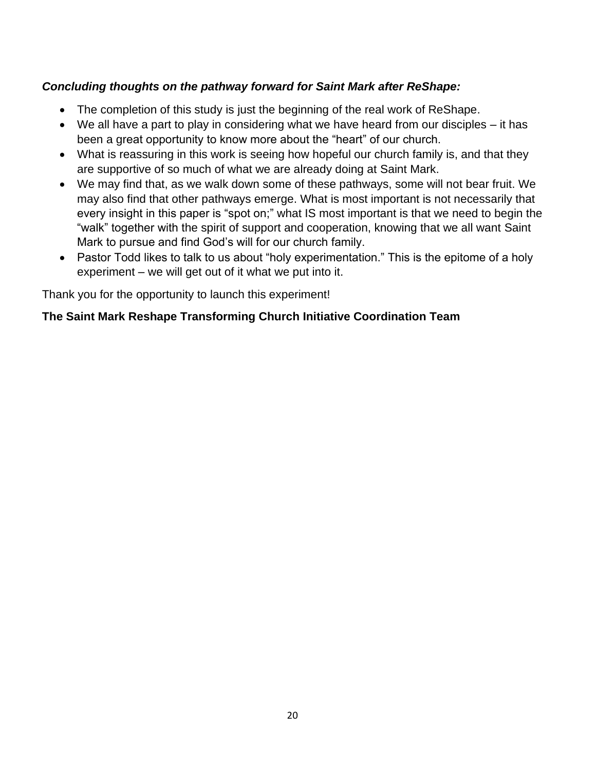***Concluding thoughts on the pathway forward for Saint Mark after ReShape:***

- The completion of this study is just the beginning of the real work of ReShape.
- We all have a part to play in considering what we have heard from our disciples – it has been a great opportunity to know more about the "heart" of our church.
- What is reassuring in this work is seeing how hopeful our church family is, and that they are supportive of so much of what we are already doing at Saint Mark.
- We may find that, as we walk down some of these pathways, some will not bear fruit. We may also find that other pathways emerge. What is most important is not necessarily that every insight in this paper is "spot on;" what IS most important is that we need to begin the "walk" together with the spirit of support and cooperation, knowing that we all want Saint Mark to pursue and find God's will for our church family.
- Pastor Todd likes to talk to us about "holy experimentation." This is the epitome of a holy experiment – we will get out of it what we put into it.

Thank you for the opportunity to launch this experiment!

**The Saint Mark Reshape Transforming Church Initiative Coordination Team**